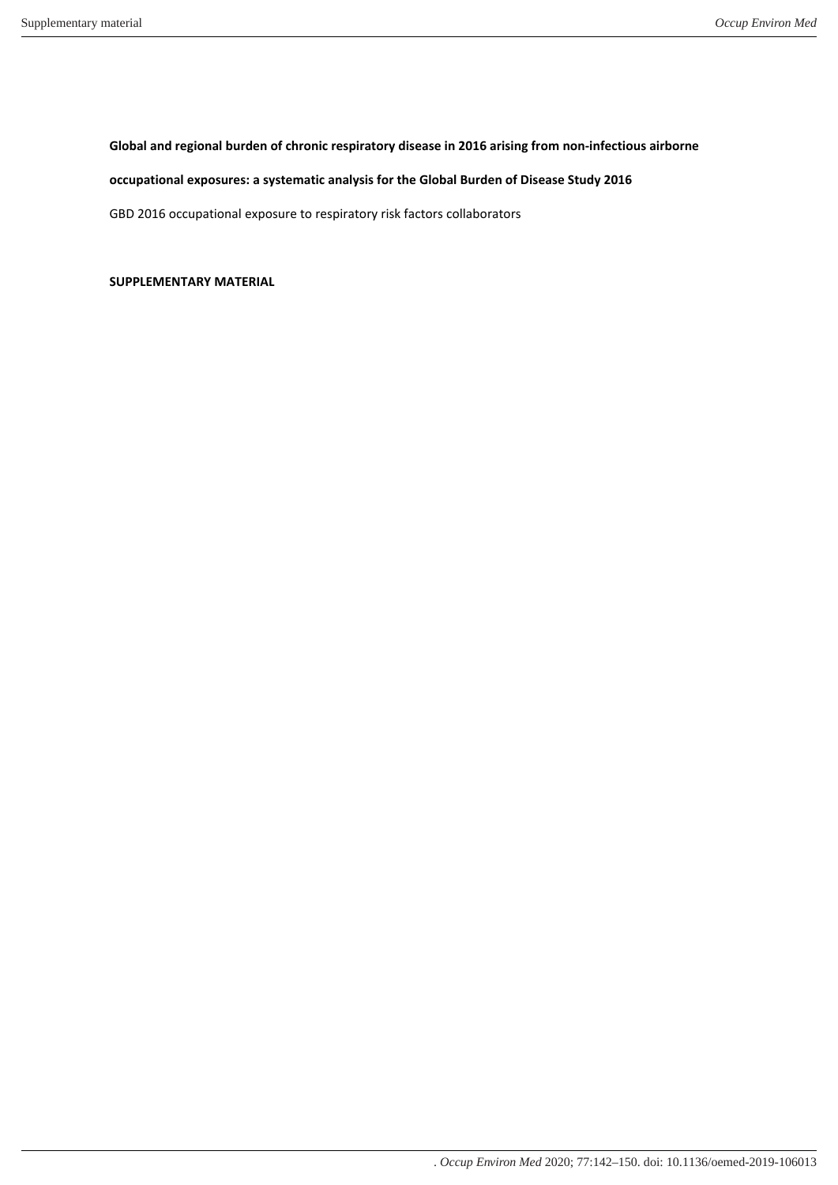**Global and regional burden of chronic respiratory disease in 2016 arising from non-infectious airborne occupational exposures: a systematic analysis for the Global Burden of Disease Study 2016**

GBD 2016 occupational exposure to respiratory risk factors collaborators

**SUPPLEMENTARY MATERIAL**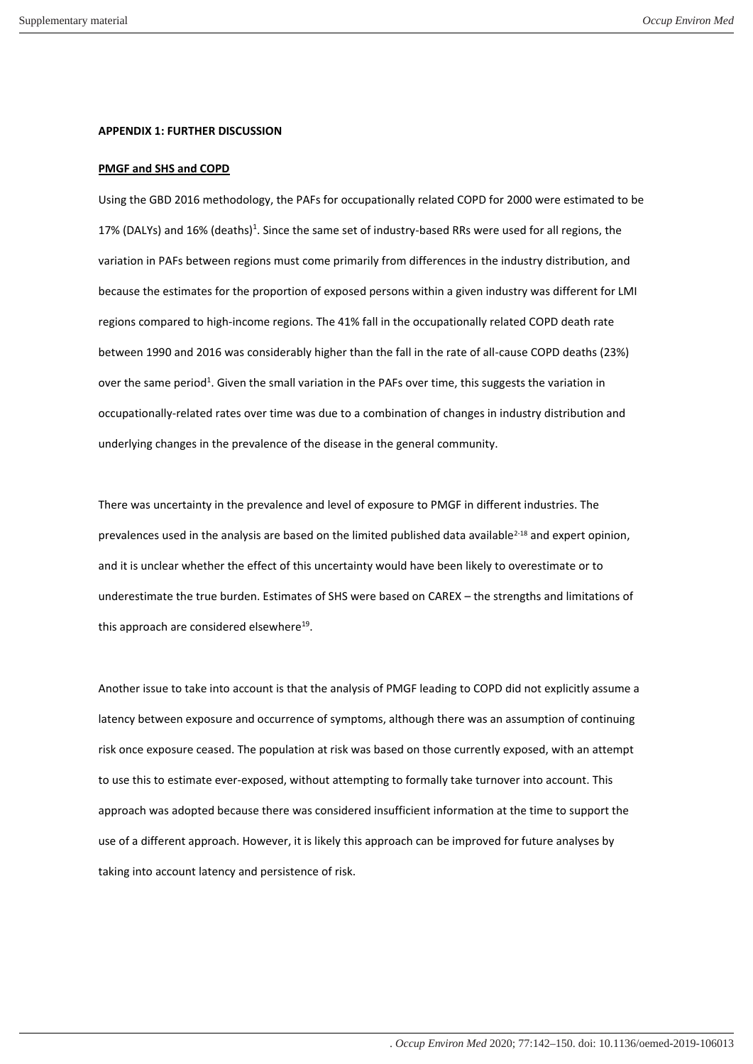**APPENDIX 1: FURTHER DISCUSSION**

**PMGF and SHS and COPD**

Using the GBD 2016 methodology, the PAFs for occupationally related COPD for 2000 were estimated to be 17% (DALYs) and 16% (deaths)[1]. Since the same set of industry-based RRs were used for all regions, the variation in PAFs between regions must come primarily from differences in the industry distribution, and because the estimates for the proportion of exposed persons within a given industry was different for LMI regions compared to high-income regions. The 41% fall in the occupationally related COPD death rate between 1990 and 2016 was considerably higher than the fall in the rate of all-cause COPD deaths (23%) over the same period[1]. Given the small variation in the PAFs over time, this suggests the variation in occupationally-related rates over time was due to a combination of changes in industry distribution and underlying changes in the prevalence of the disease in the general community.

There was uncertainty in the prevalence and level of exposure to PMGF in different industries. The prevalences used in the analysis are based on the limited published data available[2-18] and expert opinion, and it is unclear whether the effect of this uncertainty would have been likely to overestimate or to underestimate the true burden. Estimates of SHS were based on CAREX – the strengths and limitations of this approach are considered elsewhere[19].

Another issue to take into account is that the analysis of PMGF leading to COPD did not explicitly assume a latency between exposure and occurrence of symptoms, although there was an assumption of continuing risk once exposure ceased. The population at risk was based on those currently exposed, with an attempt to use this to estimate ever-exposed, without attempting to formally take turnover into account. This approach was adopted because there was considered insufficient information at the time to support the use of a different approach. However, it is likely this approach can be improved for future analyses by taking into account latency and persistence of risk.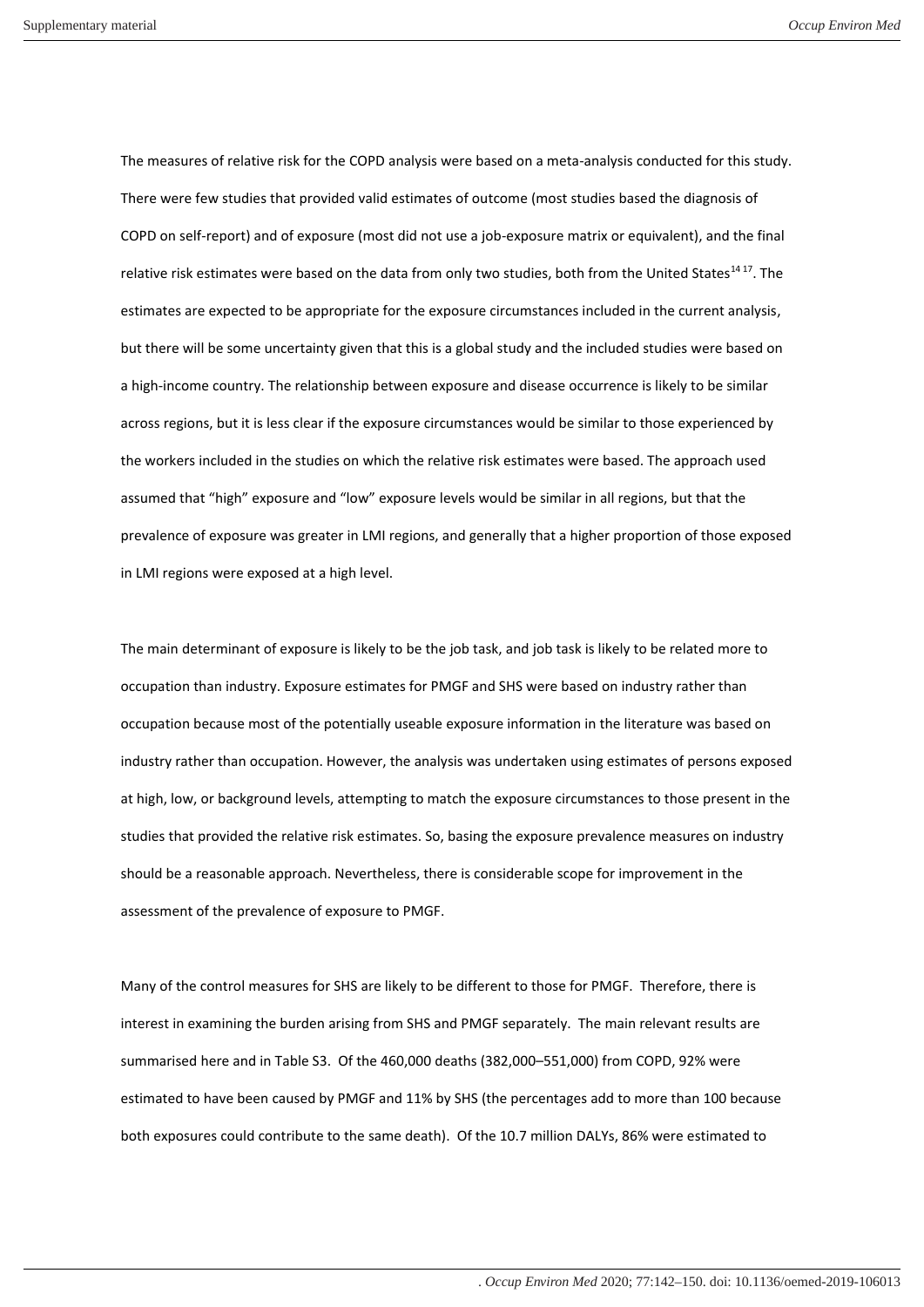The measures of relative risk for the COPD analysis were based on a meta-analysis conducted for this study. There were few studies that provided valid estimates of outcome (most studies based the diagnosis of COPD on self-report) and of exposure (most did not use a job-exposure matrix or equivalent), and the final relative risk estimates were based on the data from only two studies, both from the United States[14 17]. The estimates are expected to be appropriate for the exposure circumstances included in the current analysis, but there will be some uncertainty given that this is a global study and the included studies were based on a high-income country. The relationship between exposure and disease occurrence is likely to be similar across regions, but it is less clear if the exposure circumstances would be similar to those experienced by the workers included in the studies on which the relative risk estimates were based. The approach used assumed that "high" exposure and "low" exposure levels would be similar in all regions, but that the prevalence of exposure was greater in LMI regions, and generally that a higher proportion of those exposed in LMI regions were exposed at a high level.

The main determinant of exposure is likely to be the job task, and job task is likely to be related more to occupation than industry. Exposure estimates for PMGF and SHS were based on industry rather than occupation because most of the potentially useable exposure information in the literature was based on industry rather than occupation. However, the analysis was undertaken using estimates of persons exposed at high, low, or background levels, attempting to match the exposure circumstances to those present in the studies that provided the relative risk estimates. So, basing the exposure prevalence measures on industry should be a reasonable approach. Nevertheless, there is considerable scope for improvement in the assessment of the prevalence of exposure to PMGF.

Many of the control measures for SHS are likely to be different to those for PMGF. Therefore, there is interest in examining the burden arising from SHS and PMGF separately. The main relevant results are summarised here and in Table S3. Of the 460,000 deaths (382,000–551,000) from COPD, 92% were estimated to have been caused by PMGF and 11% by SHS (the percentages add to more than 100 because both exposures could contribute to the same death). Of the 10.7 million DALYs, 86% were estimated to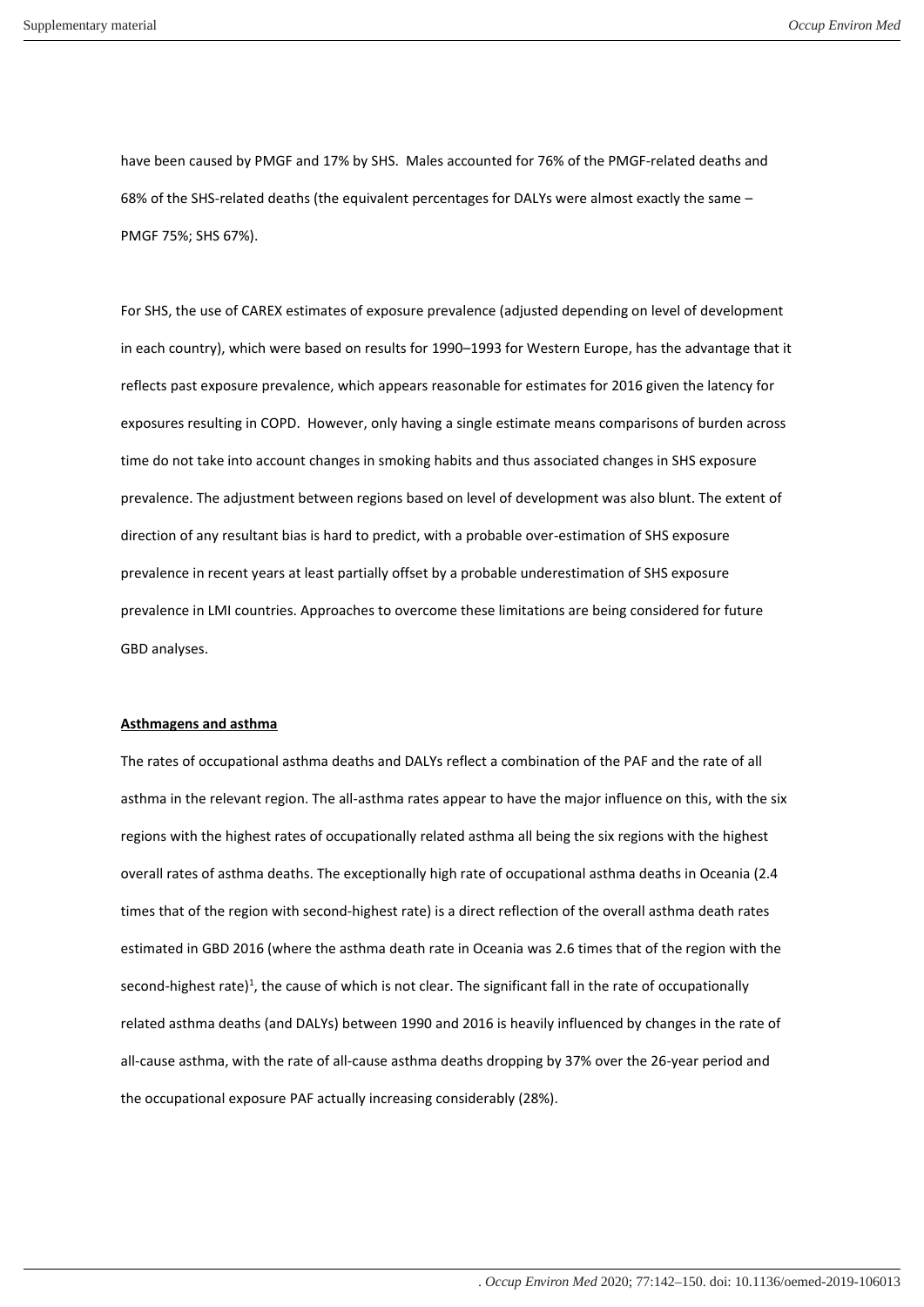have been caused by PMGF and 17% by SHS. Males accounted for 76% of the PMGF-related deaths and 68% of the SHS-related deaths (the equivalent percentages for DALYs were almost exactly the same – PMGF 75%; SHS 67%).

For SHS, the use of CAREX estimates of exposure prevalence (adjusted depending on level of development in each country), which were based on results for 1990–1993 for Western Europe, has the advantage that it reflects past exposure prevalence, which appears reasonable for estimates for 2016 given the latency for exposures resulting in COPD. However, only having a single estimate means comparisons of burden across time do not take into account changes in smoking habits and thus associated changes in SHS exposure prevalence. The adjustment between regions based on level of development was also blunt. The extent of direction of any resultant bias is hard to predict, with a probable over-estimation of SHS exposure prevalence in recent years at least partially offset by a probable underestimation of SHS exposure prevalence in LMI countries. Approaches to overcome these limitations are being considered for future GBD analyses.

**Asthmagens and asthma**

The rates of occupational asthma deaths and DALYs reflect a combination of the PAF and the rate of all asthma in the relevant region. The all-asthma rates appear to have the major influence on this, with the six regions with the highest rates of occupationally related asthma all being the six regions with the highest overall rates of asthma deaths. The exceptionally high rate of occupational asthma deaths in Oceania (2.4 times that of the region with second-highest rate) is a direct reflection of the overall asthma death rates estimated in GBD 2016 (where the asthma death rate in Oceania was 2.6 times that of the region with the second-highest rate)[1], the cause of which is not clear. The significant fall in the rate of occupationally related asthma deaths (and DALYs) between 1990 and 2016 is heavily influenced by changes in the rate of all-cause asthma, with the rate of all-cause asthma deaths dropping by 37% over the 26-year period and the occupational exposure PAF actually increasing considerably (28%).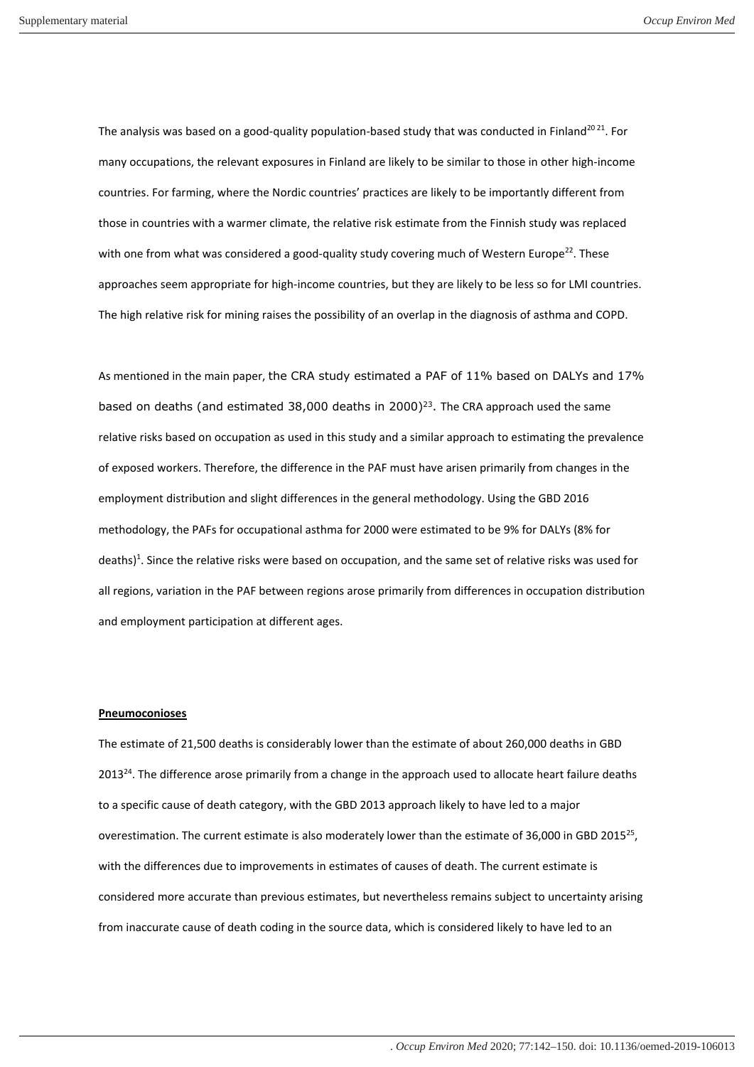The analysis was based on a good-quality population-based study that was conducted in Finland[20 21]. For many occupations, the relevant exposures in Finland are likely to be similar to those in other high-income countries. For farming, where the Nordic countries' practices are likely to be importantly different from those in countries with a warmer climate, the relative risk estimate from the Finnish study was replaced with one from what was considered a good-quality study covering much of Western Europe[22]. These approaches seem appropriate for high-income countries, but they are likely to be less so for LMI countries. The high relative risk for mining raises the possibility of an overlap in the diagnosis of asthma and COPD.

As mentioned in the main paper, the CRA study estimated a PAF of 11% based on DALYs and 17% based on deaths (and estimated 38,000 deaths in 2000)[23]. The CRA approach used the same relative risks based on occupation as used in this study and a similar approach to estimating the prevalence of exposed workers. Therefore, the difference in the PAF must have arisen primarily from changes in the employment distribution and slight differences in the general methodology. Using the GBD 2016 methodology, the PAFs for occupational asthma for 2000 were estimated to be 9% for DALYs (8% for deaths)[1]. Since the relative risks were based on occupation, and the same set of relative risks was used for all regions, variation in the PAF between regions arose primarily from differences in occupation distribution and employment participation at different ages.

**Pneumoconioses**

The estimate of 21,500 deaths is considerably lower than the estimate of about 260,000 deaths in GBD 2013[24]. The difference arose primarily from a change in the approach used to allocate heart failure deaths to a specific cause of death category, with the GBD 2013 approach likely to have led to a major overestimation. The current estimate is also moderately lower than the estimate of 36,000 in GBD 2015[25], with the differences due to improvements in estimates of causes of death. The current estimate is considered more accurate than previous estimates, but nevertheless remains subject to uncertainty arising from inaccurate cause of death coding in the source data, which is considered likely to have led to an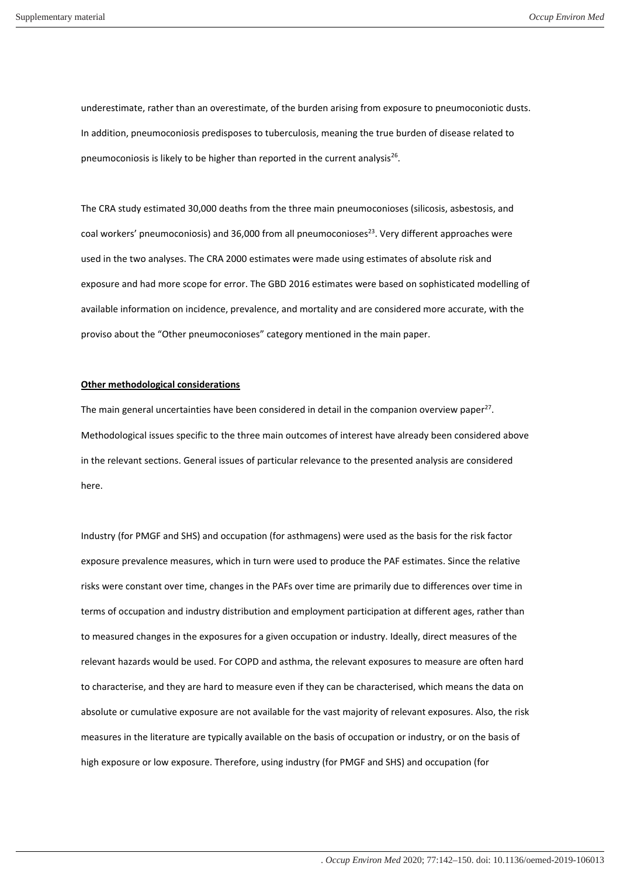underestimate, rather than an overestimate, of the burden arising from exposure to pneumoconiotic dusts. In addition, pneumoconiosis predisposes to tuberculosis, meaning the true burden of disease related to pneumoconiosis is likely to be higher than reported in the current analysis[26].

The CRA study estimated 30,000 deaths from the three main pneumoconioses (silicosis, asbestosis, and coal workers' pneumoconiosis) and 36,000 from all pneumoconioses[23]. Very different approaches were used in the two analyses. The CRA 2000 estimates were made using estimates of absolute risk and exposure and had more scope for error. The GBD 2016 estimates were based on sophisticated modelling of available information on incidence, prevalence, and mortality and are considered more accurate, with the proviso about the "Other pneumoconioses" category mentioned in the main paper.

**Other methodological considerations**

The main general uncertainties have been considered in detail in the companion overview paper[27]. Methodological issues specific to the three main outcomes of interest have already been considered above in the relevant sections. General issues of particular relevance to the presented analysis are considered here.

Industry (for PMGF and SHS) and occupation (for asthmagens) were used as the basis for the risk factor exposure prevalence measures, which in turn were used to produce the PAF estimates. Since the relative risks were constant over time, changes in the PAFs over time are primarily due to differences over time in terms of occupation and industry distribution and employment participation at different ages, rather than to measured changes in the exposures for a given occupation or industry. Ideally, direct measures of the relevant hazards would be used. For COPD and asthma, the relevant exposures to measure are often hard to characterise, and they are hard to measure even if they can be characterised, which means the data on absolute or cumulative exposure are not available for the vast majority of relevant exposures. Also, the risk measures in the literature are typically available on the basis of occupation or industry, or on the basis of high exposure or low exposure. Therefore, using industry (for PMGF and SHS) and occupation (for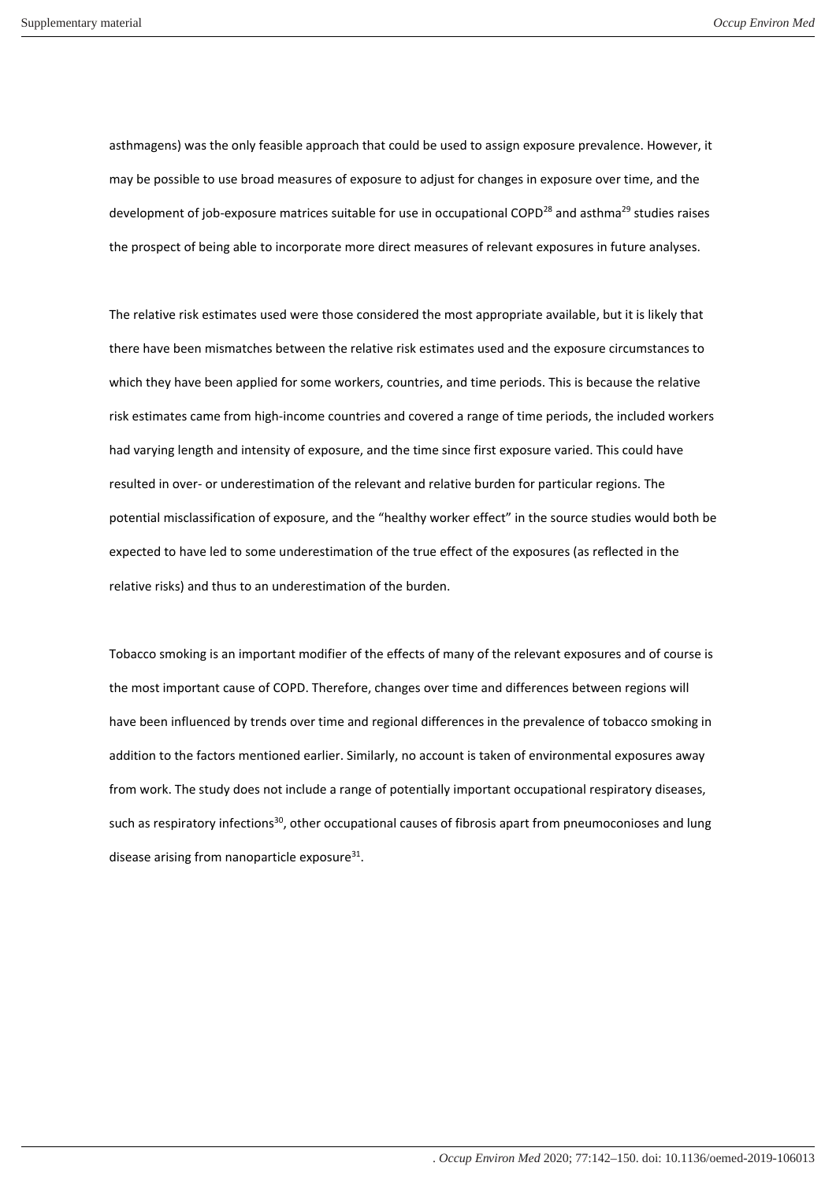asthmagens) was the only feasible approach that could be used to assign exposure prevalence. However, it may be possible to use broad measures of exposure to adjust for changes in exposure over time, and the development of job-exposure matrices suitable for use in occupational COPD[28] and asthma[29] studies raises the prospect of being able to incorporate more direct measures of relevant exposures in future analyses.

The relative risk estimates used were those considered the most appropriate available, but it is likely that there have been mismatches between the relative risk estimates used and the exposure circumstances to which they have been applied for some workers, countries, and time periods. This is because the relative risk estimates came from high-income countries and covered a range of time periods, the included workers had varying length and intensity of exposure, and the time since first exposure varied. This could have resulted in over- or underestimation of the relevant and relative burden for particular regions. The potential misclassification of exposure, and the "healthy worker effect" in the source studies would both be expected to have led to some underestimation of the true effect of the exposures (as reflected in the relative risks) and thus to an underestimation of the burden.

Tobacco smoking is an important modifier of the effects of many of the relevant exposures and of course is the most important cause of COPD. Therefore, changes over time and differences between regions will have been influenced by trends over time and regional differences in the prevalence of tobacco smoking in addition to the factors mentioned earlier. Similarly, no account is taken of environmental exposures away from work. The study does not include a range of potentially important occupational respiratory diseases, such as respiratory infections[30], other occupational causes of fibrosis apart from pneumoconioses and lung disease arising from nanoparticle exposure[31].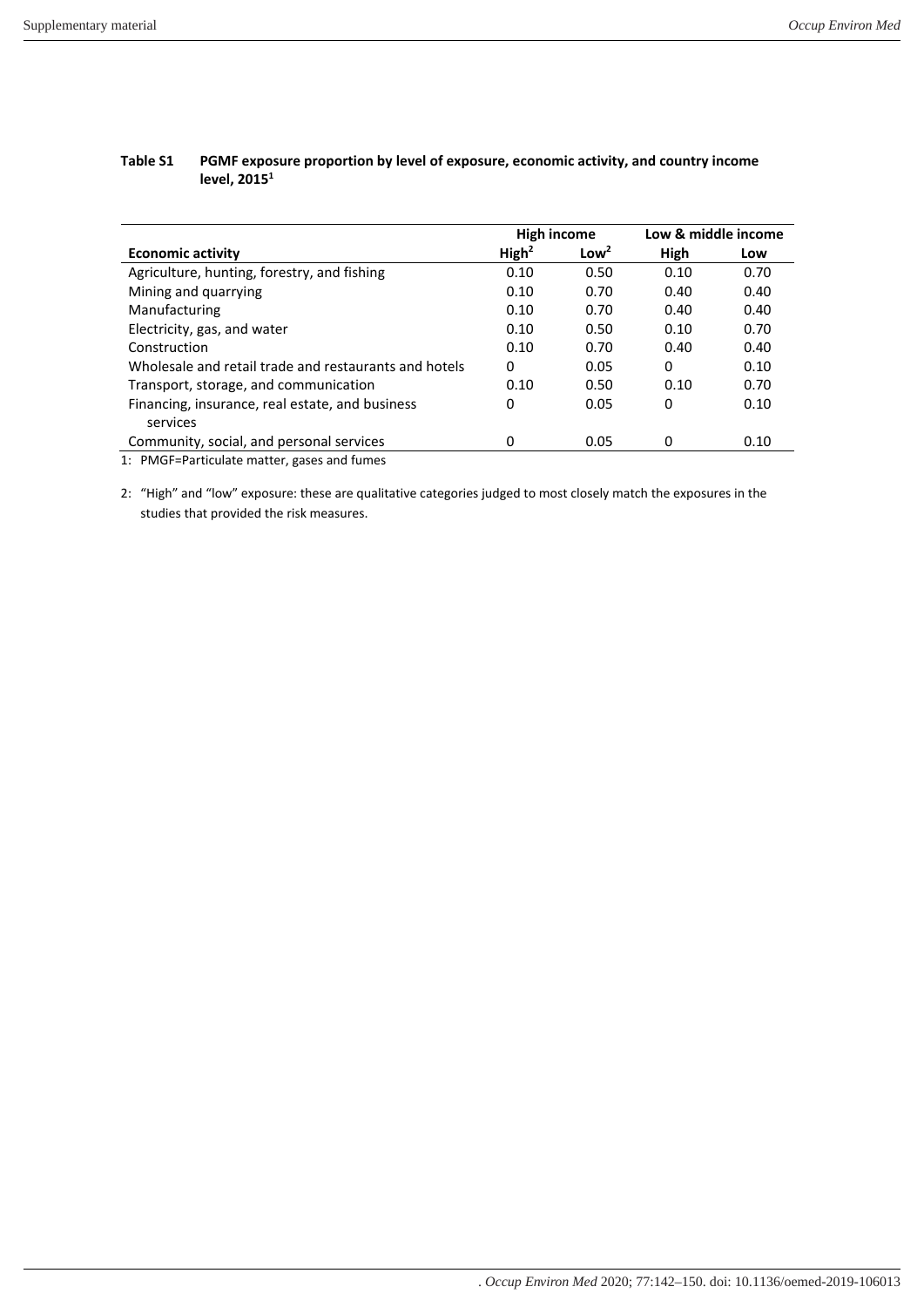**Table S1 PGMF exposure proportion by level of exposure, economic activity, and country income level, 2015[1]**

| | High income | | Low & middle income | |
|---|---|---|---|---|
| **Economic activity** | **High[2]** | **Low[2]** | **High** | **Low** |
| Agriculture, hunting, forestry, and fishing | 0.10 | 0.50 | 0.10 | 0.70 |
| Mining and quarrying | 0.10 | 0.70 | 0.40 | 0.40 |
| Manufacturing | 0.10 | 0.70 | 0.40 | 0.40 |
| Electricity, gas, and water | 0.10 | 0.50 | 0.10 | 0.70 |
| Construction | 0.10 | 0.70 | 0.40 | 0.40 |
| Wholesale and retail trade and restaurants and hotels | 0 | 0.05 | 0 | 0.10 |
| Transport, storage, and communication | 0.10 | 0.50 | 0.10 | 0.70 |
| Financing, insurance, real estate, and business services | 0 | 0.05 | 0 | 0.10 |
| Community, social, and personal services | 0 | 0.05 | 0 | 0.10 |

1: PMGF=Particulate matter, gases and fumes

2: "High" and "low" exposure: these are qualitative categories judged to most closely match the exposures in the studies that provided the risk measures.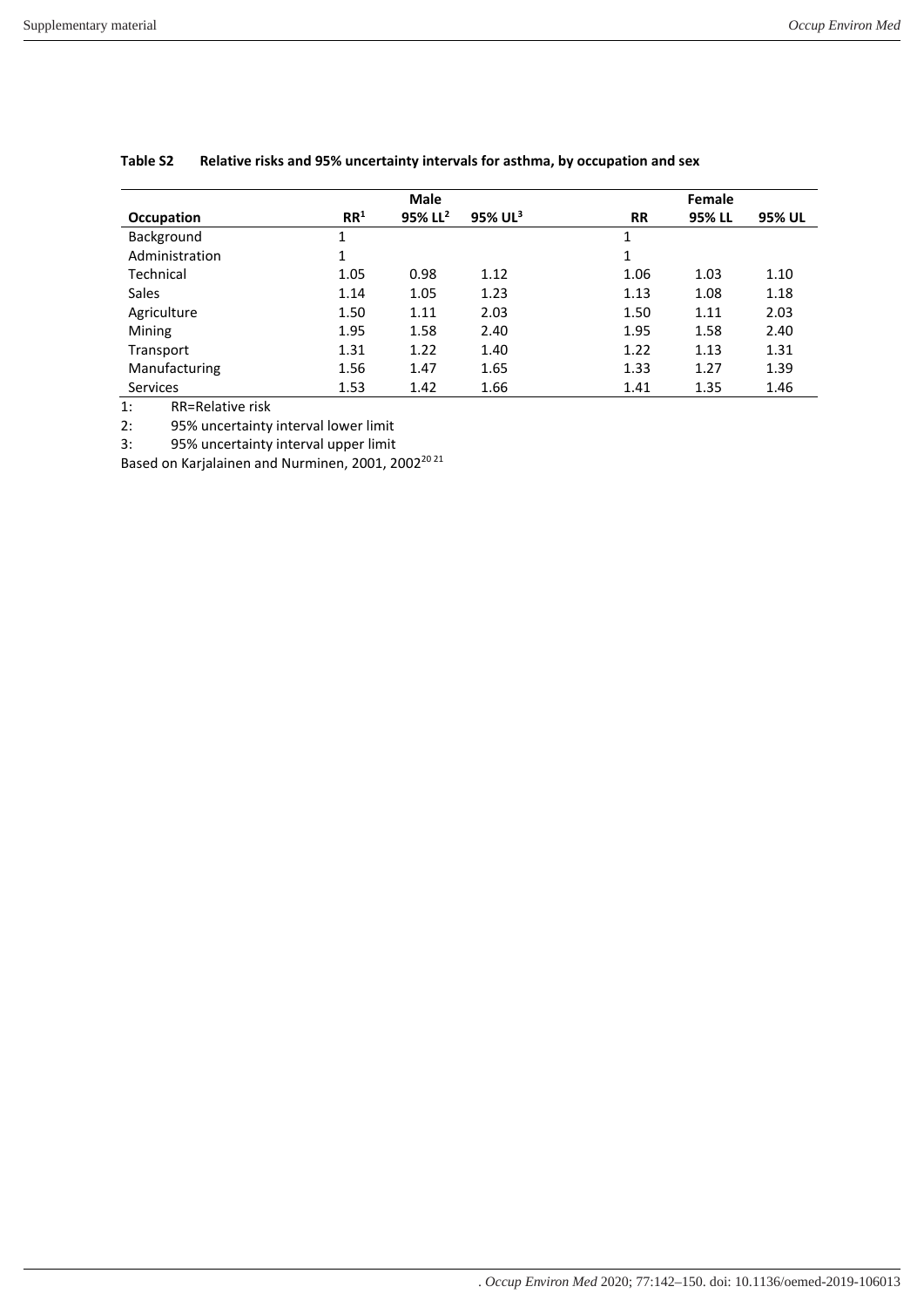**Table S2 Relative risks and 95% uncertainty intervals for asthma, by occupation and sex**

| | Male | | | Female | | |
|---|---|---|---|---|---|---|
| **Occupation** | **RR[1]** | **95% LL[2]** | **95% UL[3]** | **RR** | **95% LL** | **95% UL** |
| Background | 1 | | | 1 | | |
| Administration | 1 | | | 1 | | |
| Technical | 1.05 | 0.98 | 1.12 | 1.06 | 1.03 | 1.10 |
| Sales | 1.14 | 1.05 | 1.23 | 1.13 | 1.08 | 1.18 |
| Agriculture | 1.50 | 1.11 | 2.03 | 1.50 | 1.11 | 2.03 |
| Mining | 1.95 | 1.58 | 2.40 | 1.95 | 1.58 | 2.40 |
| Transport | 1.31 | 1.22 | 1.40 | 1.22 | 1.13 | 1.31 |
| Manufacturing | 1.56 | 1.47 | 1.65 | 1.33 | 1.27 | 1.39 |
| Services | 1.53 | 1.42 | 1.66 | 1.41 | 1.35 | 1.46 |

1: RR=Relative risk

2: 95% uncertainty interval lower limit

3: 95% uncertainty interval upper limit

Based on Karjalainen and Nurminen, 2001, 2002[20,21]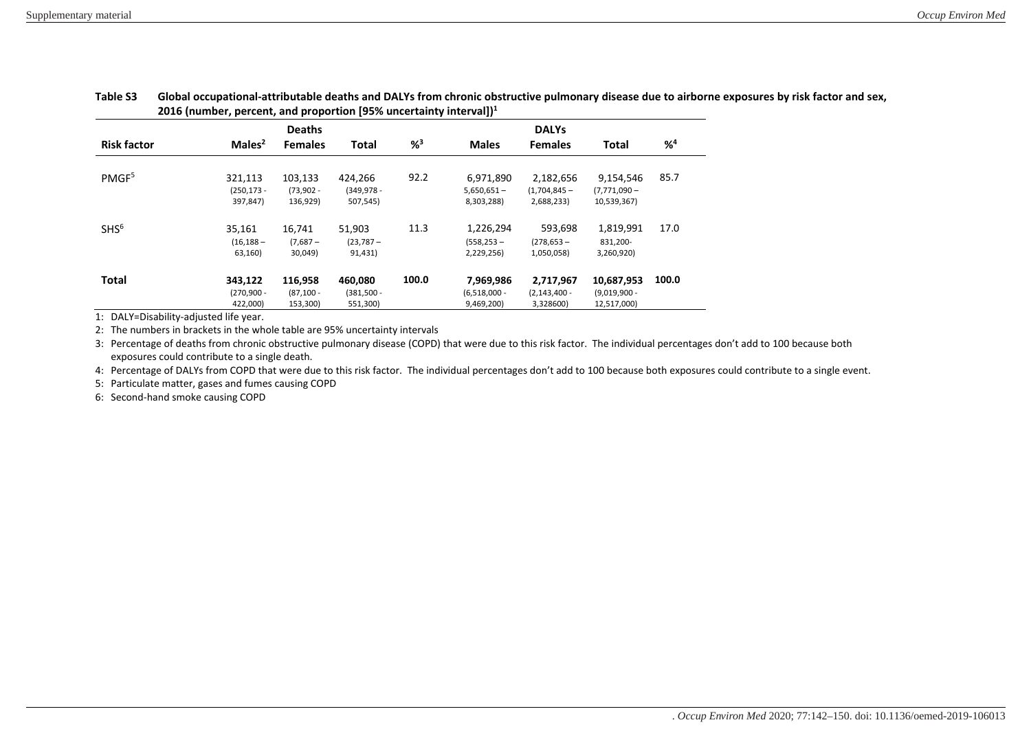**Table S3 Global occupational-attributable deaths and DALYs from chronic obstructive pulmonary disease due to airborne exposures by risk factor and sex, 2016 (number, percent, and proportion [95% uncertainty interval])[1]**

| | Deaths | | | | DALYs | | | |
|---|---|---|---|---|---|---|---|---|
| **Risk factor** | **Males[2]** | **Females** | **Total** | **%[3]** | **Males** | **Females** | **Total** | **%[4]** |
| PMGF[5] | 321,113 (250,173 - 397,847) | 103,133 (73,902 - 136,929) | 424,266 (349,978 - 507,545) | 92.2 | 6,971,890 5,650,651 – 8,303,288) | 2,182,656 (1,704,845 – 2,688,233) | 9,154,546 (7,771,090 – 10,539,367) | 85.7 |
| SHS[6] | 35,161 (16,188 – 63,160) | 16,741 (7,687 – 30,049) | 51,903 (23,787 – 91,431) | 11.3 | 1,226,294 (558,253 – 2,229,256) | 593,698 (278,653 – 1,050,058) | 1,819,991 831,200- 3,260,920) | 17.0 |
| **Total** | **343,122** (270,900 - 422,000) | **116,958** (87,100 - 153,300) | **460,080** (381,500 - 551,300) | **100.0** | **7,969,986** (6,518,000 - 9,469,200) | **2,717,967** (2,143,400 - 3,328600) | **10,687,953** (9,019,900 - 12,517,000) | **100.0** |

1: DALY=Disability-adjusted life year.

2: The numbers in brackets in the whole table are 95% uncertainty intervals

3: Percentage of deaths from chronic obstructive pulmonary disease (COPD) that were due to this risk factor. The individual percentages don't add to 100 because both exposures could contribute to a single death.

4: Percentage of DALYs from COPD that were due to this risk factor. The individual percentages don't add to 100 because both exposures could contribute to a single event.

5: Particulate matter, gases and fumes causing COPD

6: Second-hand smoke causing COPD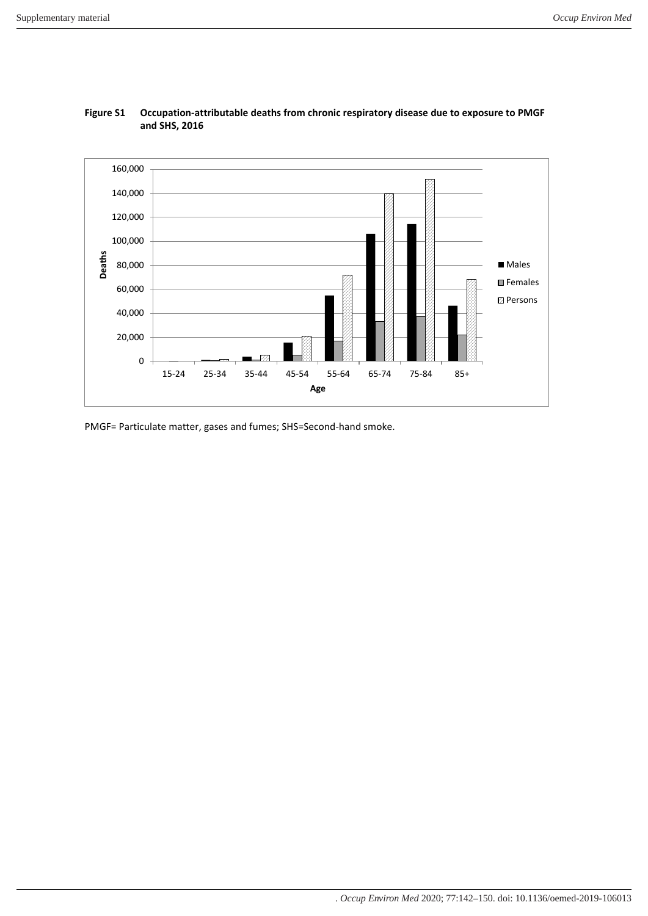**Figure S1 Occupation-attributable deaths from chronic respiratory disease due to exposure to PMGF and SHS, 2016**

PMGF= Particulate matter, gases and fumes; SHS=Second-hand smoke.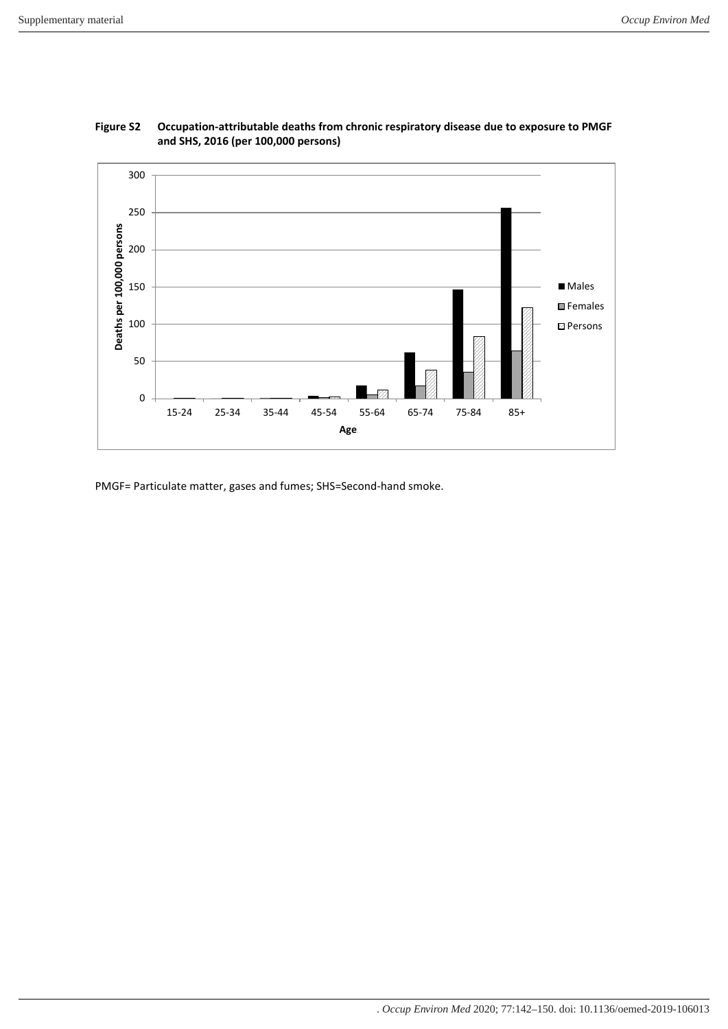**Figure S2 Occupation-attributable deaths from chronic respiratory disease due to exposure to PMGF and SHS, 2016 (per 100,000 persons)**

PMGF= Particulate matter, gases and fumes; SHS=Second-hand smoke.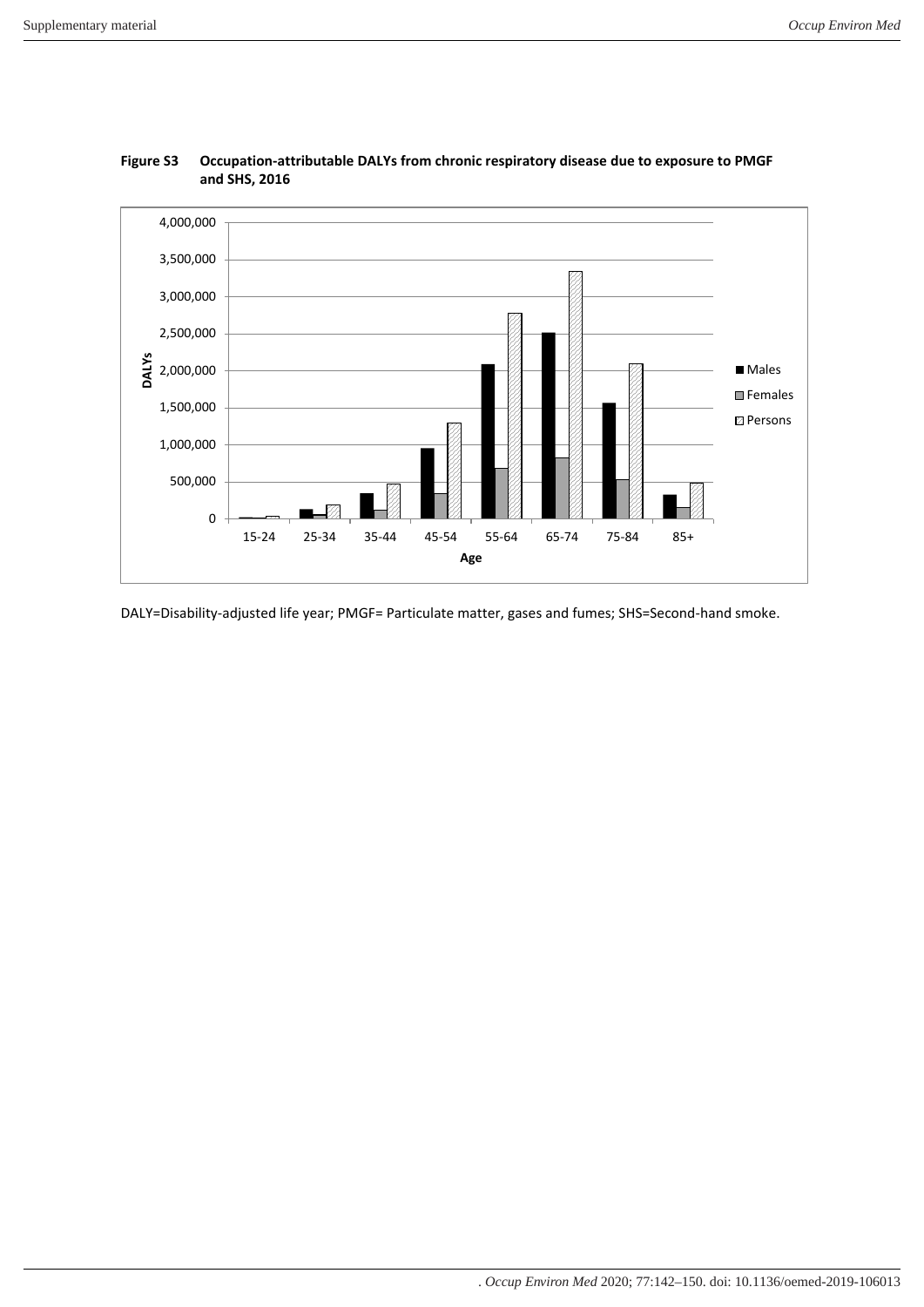**Figure S3 Occupation-attributable DALYs from chronic respiratory disease due to exposure to PMGF and SHS, 2016**

DALY=Disability-adjusted life year; PMGF= Particulate matter, gases and fumes; SHS=Second-hand smoke.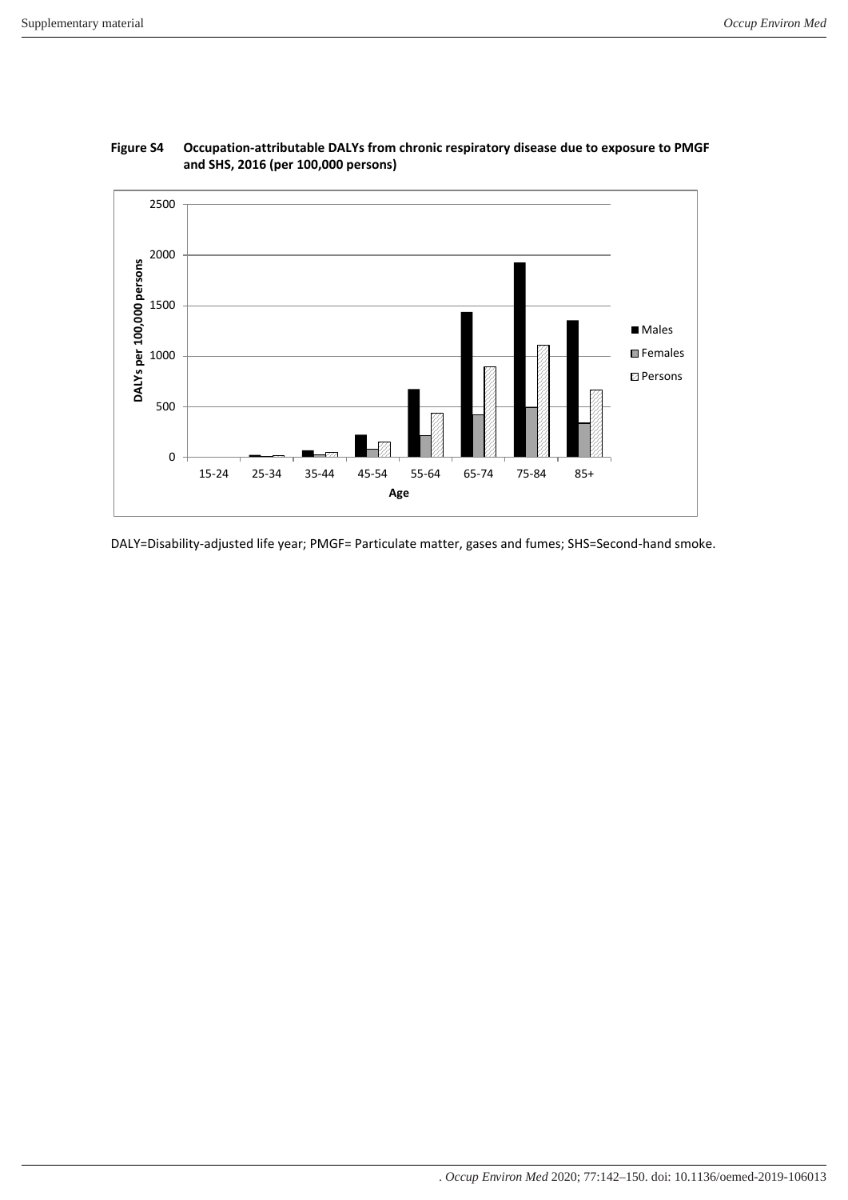**Figure S4 Occupation-attributable DALYs from chronic respiratory disease due to exposure to PMGF and SHS, 2016 (per 100,000 persons)**

DALY=Disability-adjusted life year; PMGF= Particulate matter, gases and fumes; SHS=Second-hand smoke.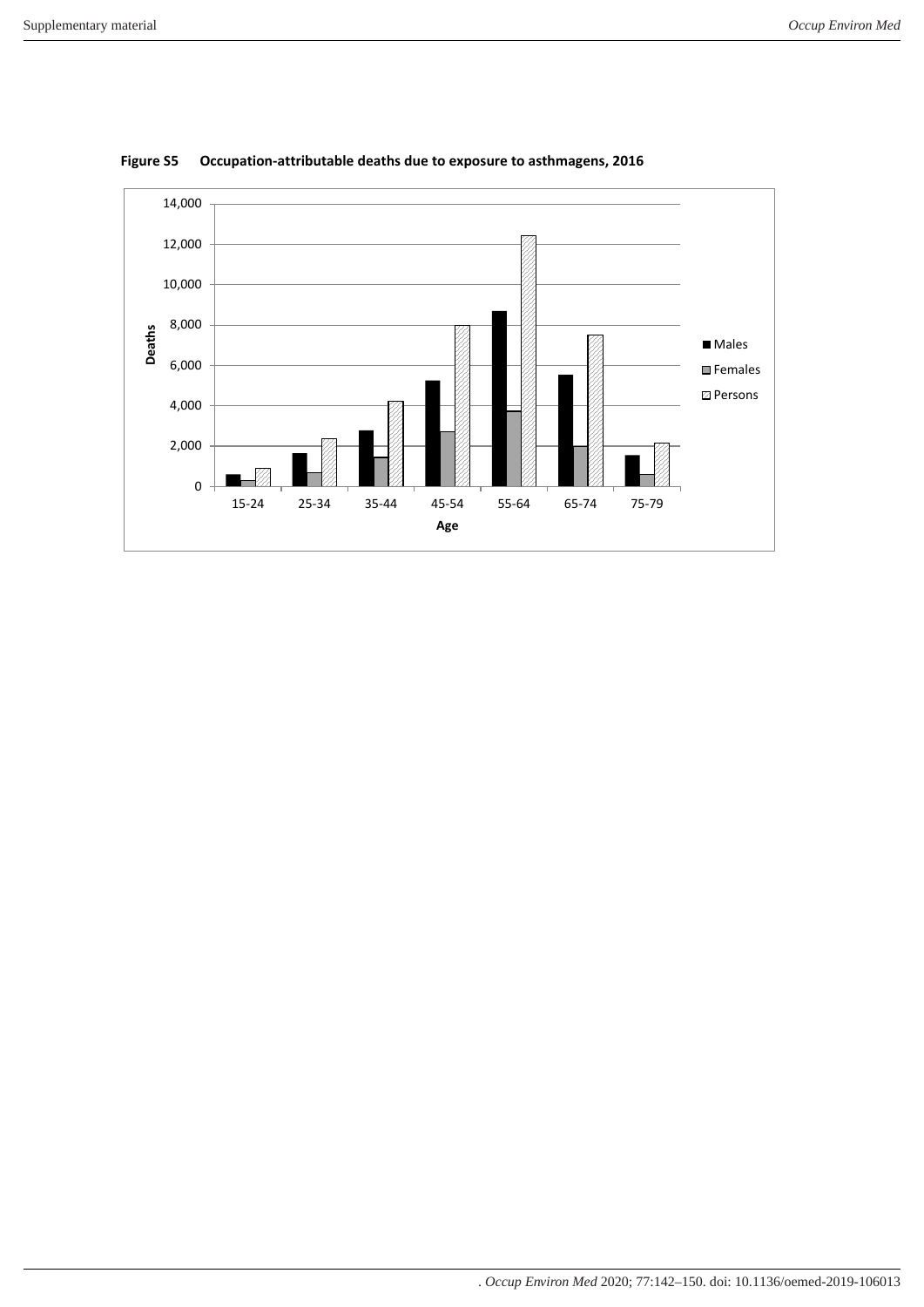**Figure S5 Occupation-attributable deaths due to exposure to asthmagens, 2016**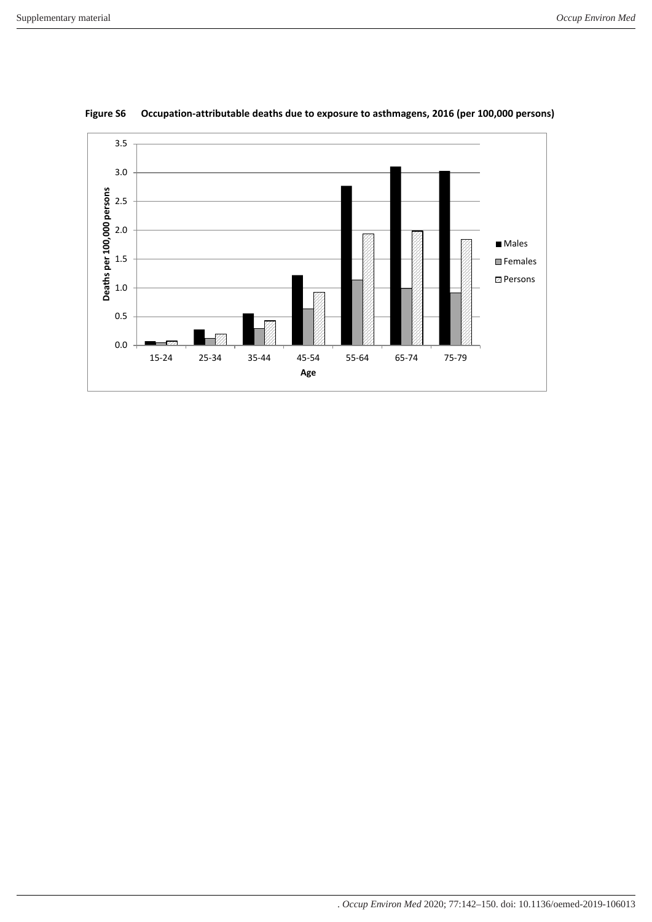**Figure S6 Occupation-attributable deaths due to exposure to asthmagens, 2016 (per 100,000 persons)**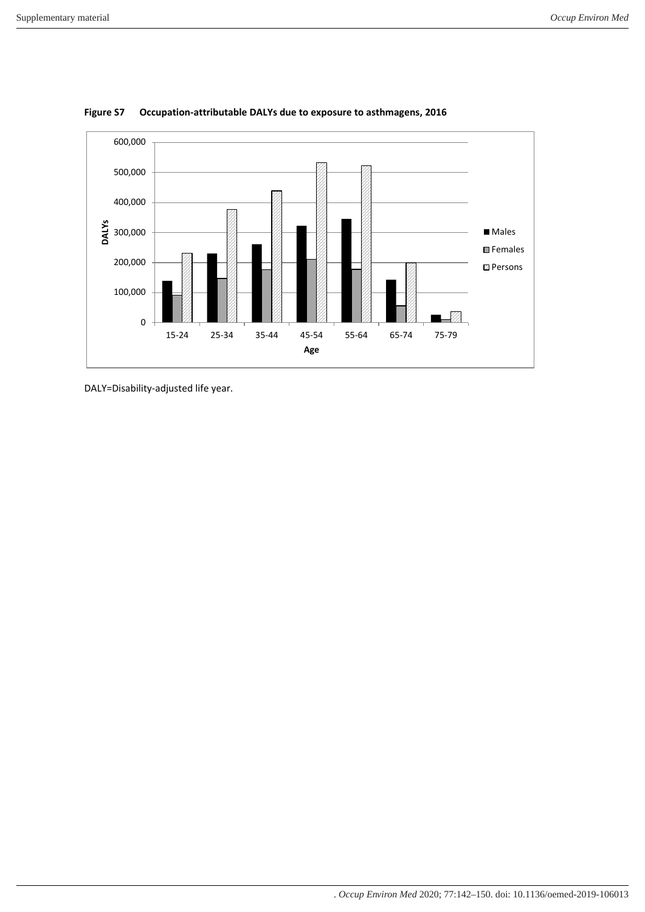**Figure S7 Occupation-attributable DALYs due to exposure to asthmagens, 2016**

DALY=Disability-adjusted life year.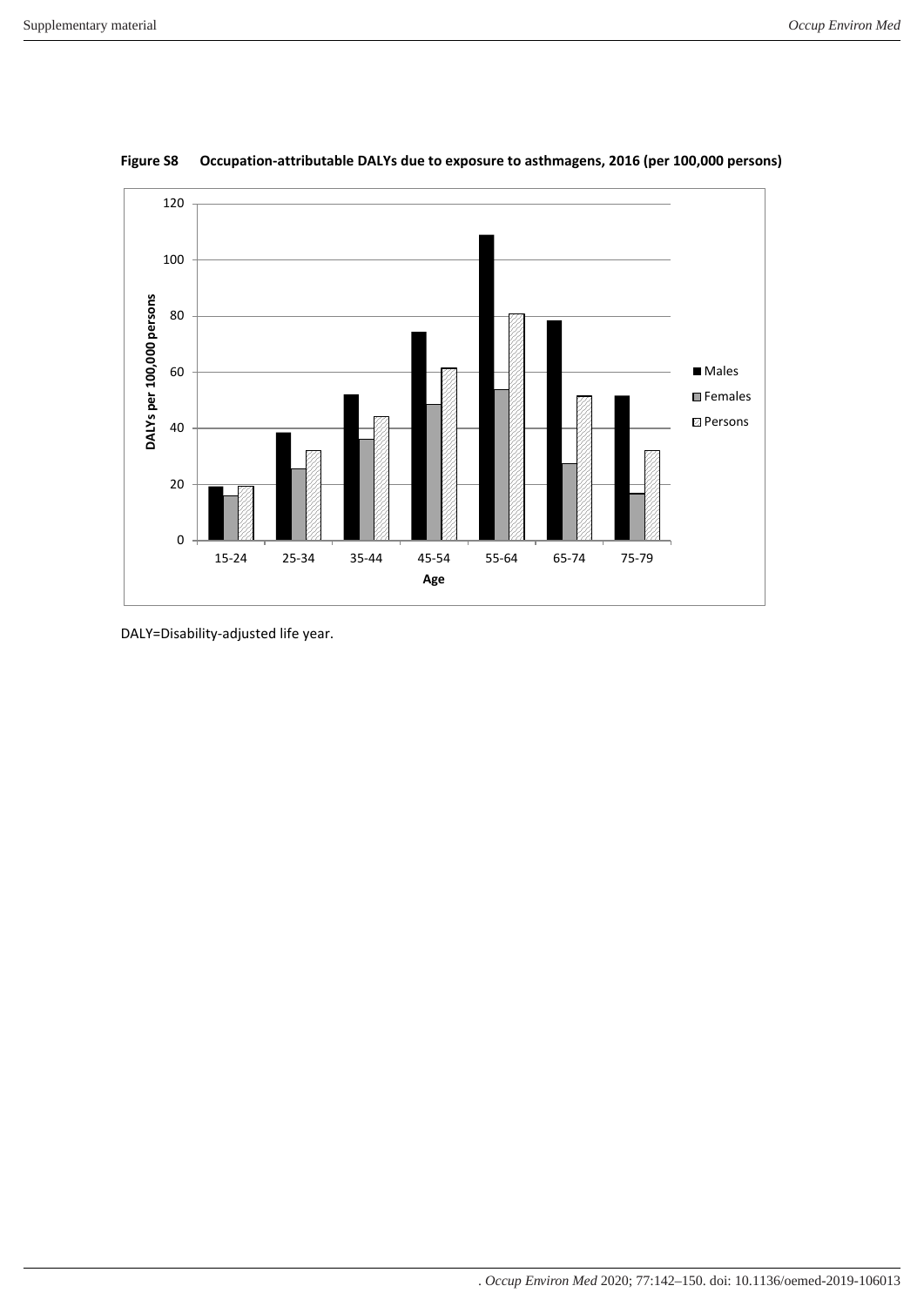**Figure S8 Occupation-attributable DALYs due to exposure to asthmagens, 2016 (per 100,000 persons)**

DALY=Disability-adjusted life year.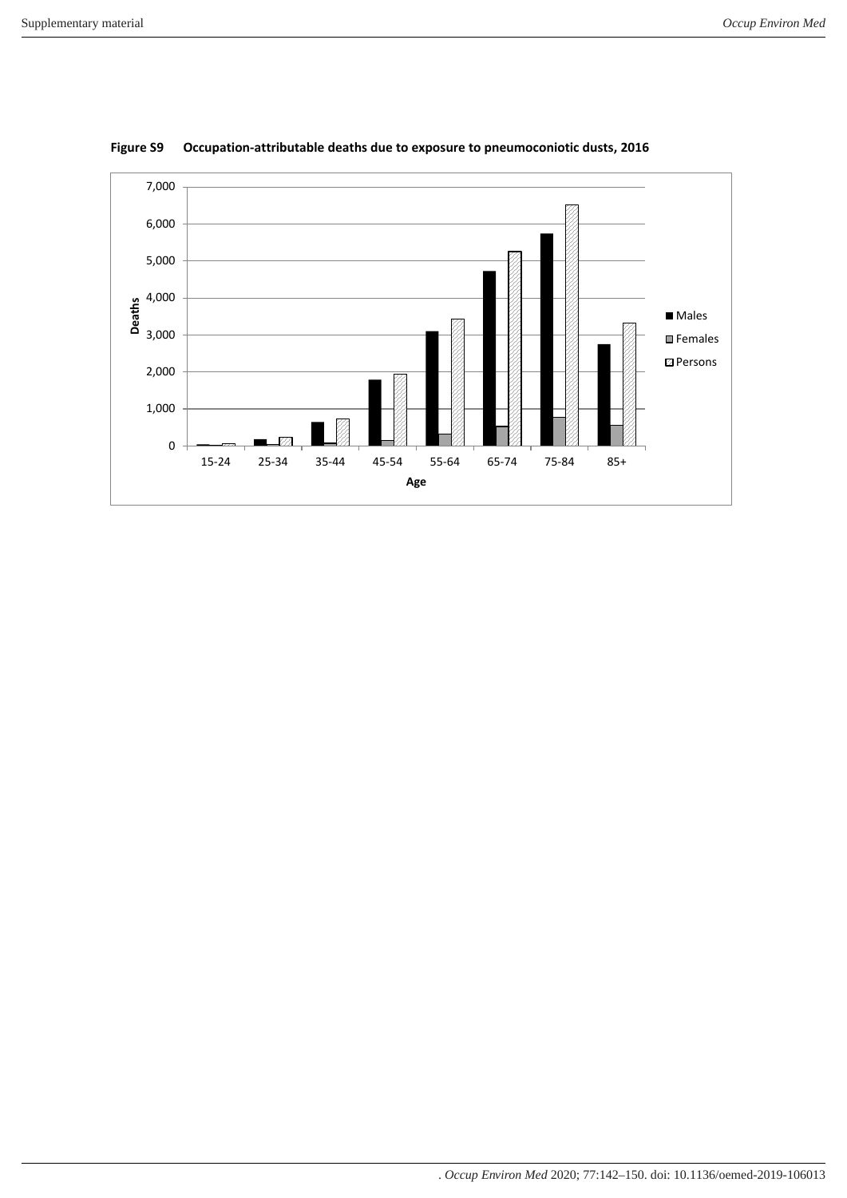**Figure S9 Occupation-attributable deaths due to exposure to pneumoconiotic dusts, 2016**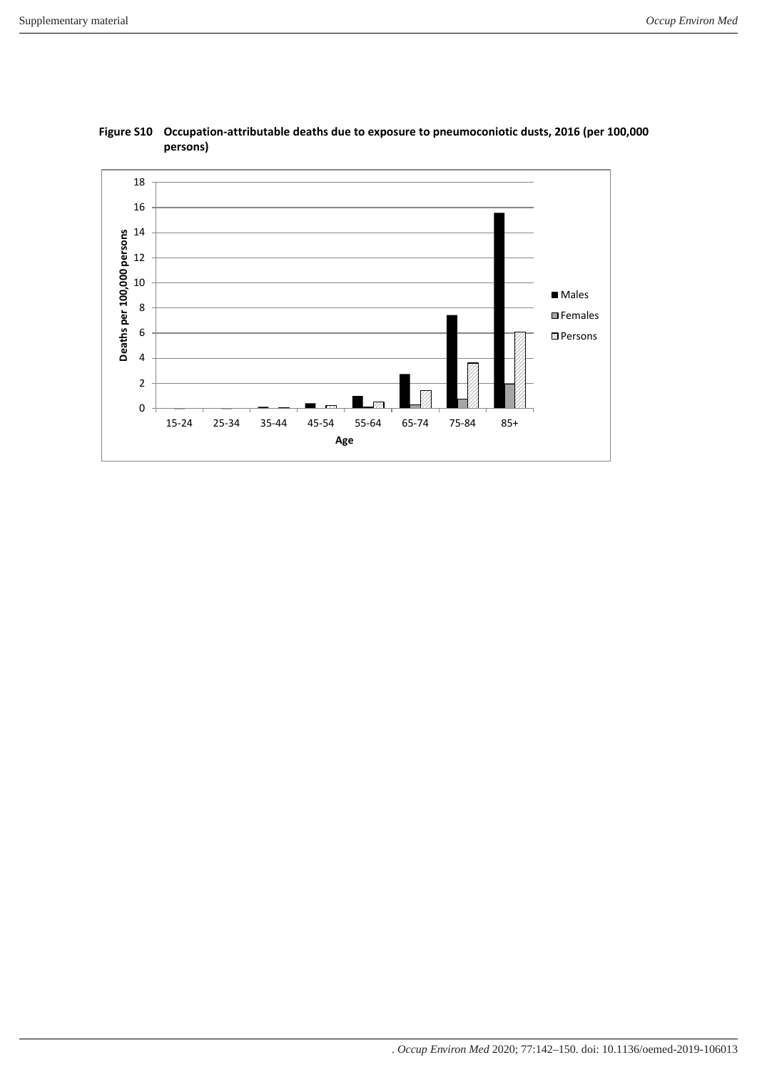**Figure S10 Occupation-attributable deaths due to exposure to pneumoconiotic dusts, 2016 (per 100,000 persons)**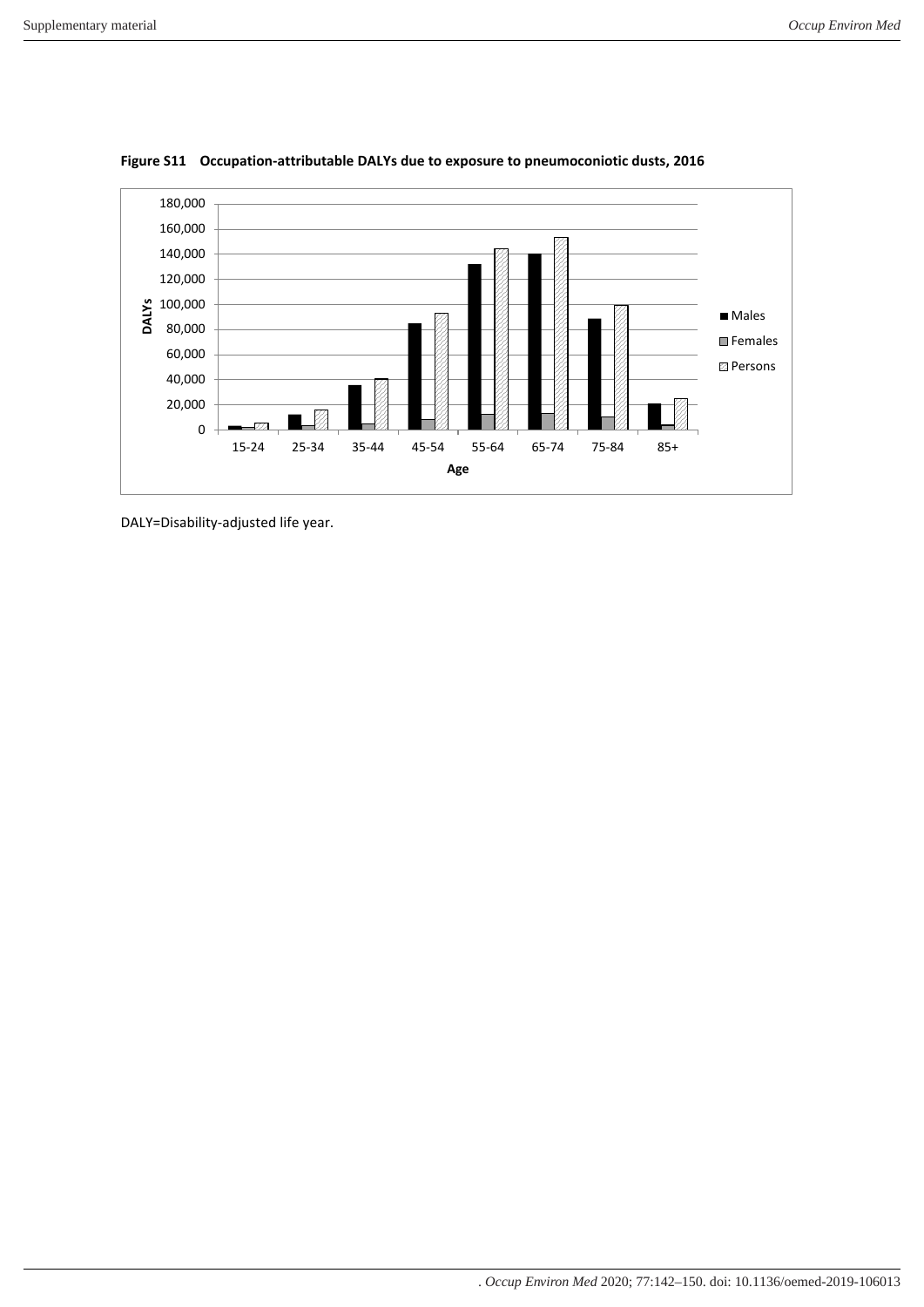**Figure S11 Occupation-attributable DALYs due to exposure to pneumoconiotic dusts, 2016**

DALY=Disability-adjusted life year.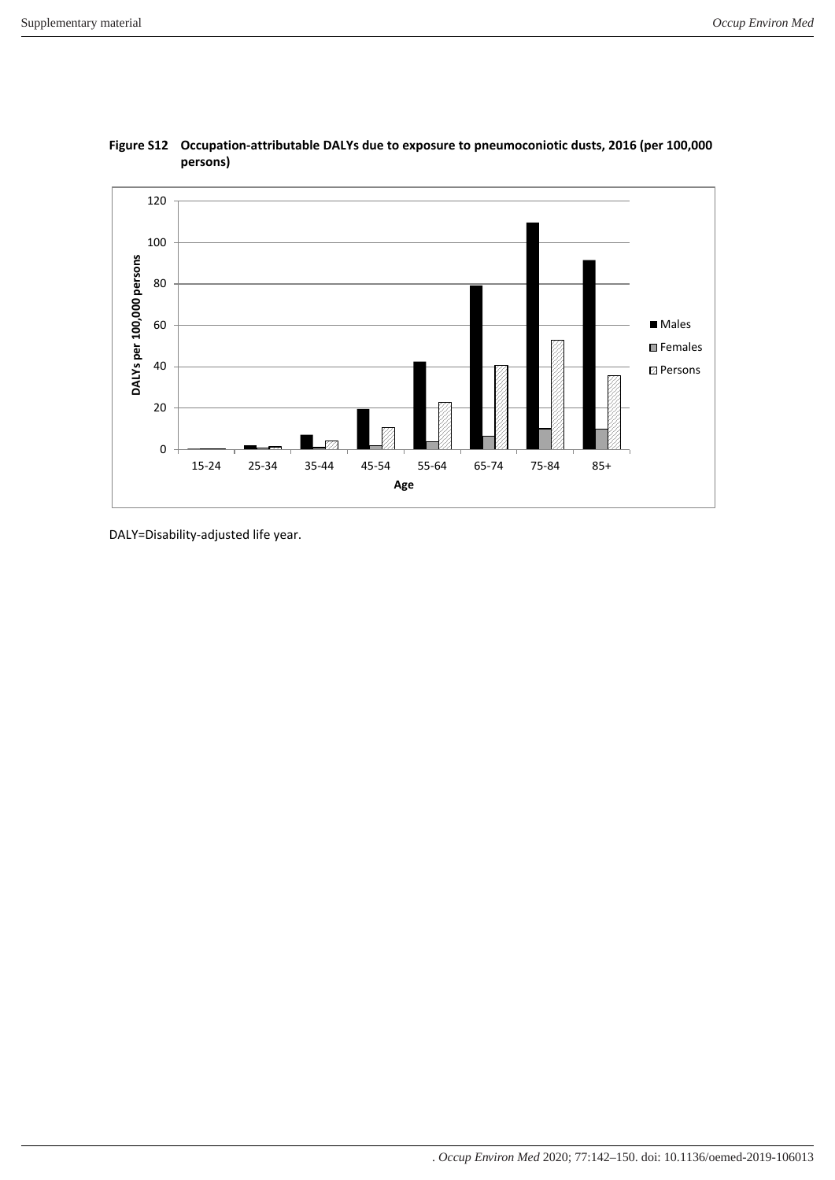**Figure S12 Occupation-attributable DALYs due to exposure to pneumoconiotic dusts, 2016 (per 100,000 persons)**

DALY=Disability-adjusted life year.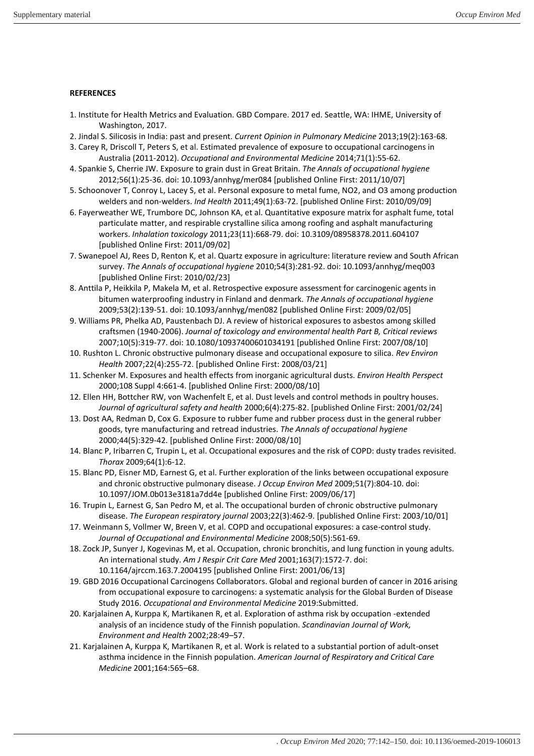**REFERENCES**

1. Institute for Health Metrics and Evaluation. GBD Compare. 2017 ed. Seattle, WA: IHME, University of Washington, 2017.
2. Jindal S. Silicosis in India: past and present. *Current Opinion in Pulmonary Medicine* 2013;19(2):163-68.
3. Carey R, Driscoll T, Peters S, et al. Estimated prevalence of exposure to occupational carcinogens in Australia (2011-2012). *Occupational and Environmental Medicine* 2014;71(1):55-62.
4. Spankie S, Cherrie JW. Exposure to grain dust in Great Britain. *The Annals of occupational hygiene* 2012;56(1):25-36. doi: 10.1093/annhyg/mer084 [published Online First: 2011/10/07]
5. Schoonover T, Conroy L, Lacey S, et al. Personal exposure to metal fume, NO2, and O3 among production welders and non-welders. *Ind Health* 2011;49(1):63-72. [published Online First: 2010/09/09]
6. Fayerweather WE, Trumbore DC, Johnson KA, et al. Quantitative exposure matrix for asphalt fume, total particulate matter, and respirable crystalline silica among roofing and asphalt manufacturing workers. *Inhalation toxicology* 2011;23(11):668-79. doi: 10.3109/08958378.2011.604107 [published Online First: 2011/09/02]
7. Swanepoel AJ, Rees D, Renton K, et al. Quartz exposure in agriculture: literature review and South African survey. *The Annals of occupational hygiene* 2010;54(3):281-92. doi: 10.1093/annhyg/meq003 [published Online First: 2010/02/23]
8. Anttila P, Heikkila P, Makela M, et al. Retrospective exposure assessment for carcinogenic agents in bitumen waterproofing industry in Finland and denmark. *The Annals of occupational hygiene* 2009;53(2):139-51. doi: 10.1093/annhyg/men082 [published Online First: 2009/02/05]
9. Williams PR, Phelka AD, Paustenbach DJ. A review of historical exposures to asbestos among skilled craftsmen (1940-2006). *Journal of toxicology and environmental health Part B, Critical reviews* 2007;10(5):319-77. doi: 10.1080/10937400601034191 [published Online First: 2007/08/10]
10. Rushton L. Chronic obstructive pulmonary disease and occupational exposure to silica. *Rev Environ Health* 2007;22(4):255-72. [published Online First: 2008/03/21]
11. Schenker M. Exposures and health effects from inorganic agricultural dusts. *Environ Health Perspect* 2000;108 Suppl 4:661-4. [published Online First: 2000/08/10]
12. Ellen HH, Bottcher RW, von Wachenfelt E, et al. Dust levels and control methods in poultry houses. *Journal of agricultural safety and health* 2000;6(4):275-82. [published Online First: 2001/02/24]
13. Dost AA, Redman D, Cox G. Exposure to rubber fume and rubber process dust in the general rubber goods, tyre manufacturing and retread industries. *The Annals of occupational hygiene* 2000;44(5):329-42. [published Online First: 2000/08/10]
14. Blanc P, Iribarren C, Trupin L, et al. Occupational exposures and the risk of COPD: dusty trades revisited. *Thorax* 2009;64(1):6-12.
15. Blanc PD, Eisner MD, Earnest G, et al. Further exploration of the links between occupational exposure and chronic obstructive pulmonary disease. *J Occup Environ Med* 2009;51(7):804-10. doi: 10.1097/JOM.0b013e3181a7dd4e [published Online First: 2009/06/17]
16. Trupin L, Earnest G, San Pedro M, et al. The occupational burden of chronic obstructive pulmonary disease. *The European respiratory journal* 2003;22(3):462-9. [published Online First: 2003/10/01]
17. Weinmann S, Vollmer W, Breen V, et al. COPD and occupational exposures: a case-control study. *Journal of Occupational and Environmental Medicine* 2008;50(5):561-69.
18. Zock JP, Sunyer J, Kogevinas M, et al. Occupation, chronic bronchitis, and lung function in young adults. An international study. *Am J Respir Crit Care Med* 2001;163(7):1572-7. doi: 10.1164/ajrccm.163.7.2004195 [published Online First: 2001/06/13]
19. GBD 2016 Occupational Carcinogens Collaborators. Global and regional burden of cancer in 2016 arising from occupational exposure to carcinogens: a systematic analysis for the Global Burden of Disease Study 2016. *Occupational and Environmental Medicine* 2019:Submitted.
20. Karjalainen A, Kurppa K, Martikanen R, et al. Exploration of asthma risk by occupation -extended analysis of an incidence study of the Finnish population. *Scandinavian Journal of Work, Environment and Health* 2002;28:49–57.
21. Karjalainen A, Kurppa K, Martikanen R, et al. Work is related to a substantial portion of adult-onset asthma incidence in the Finnish population. *American Journal of Respiratory and Critical Care Medicine* 2001;164:565–68.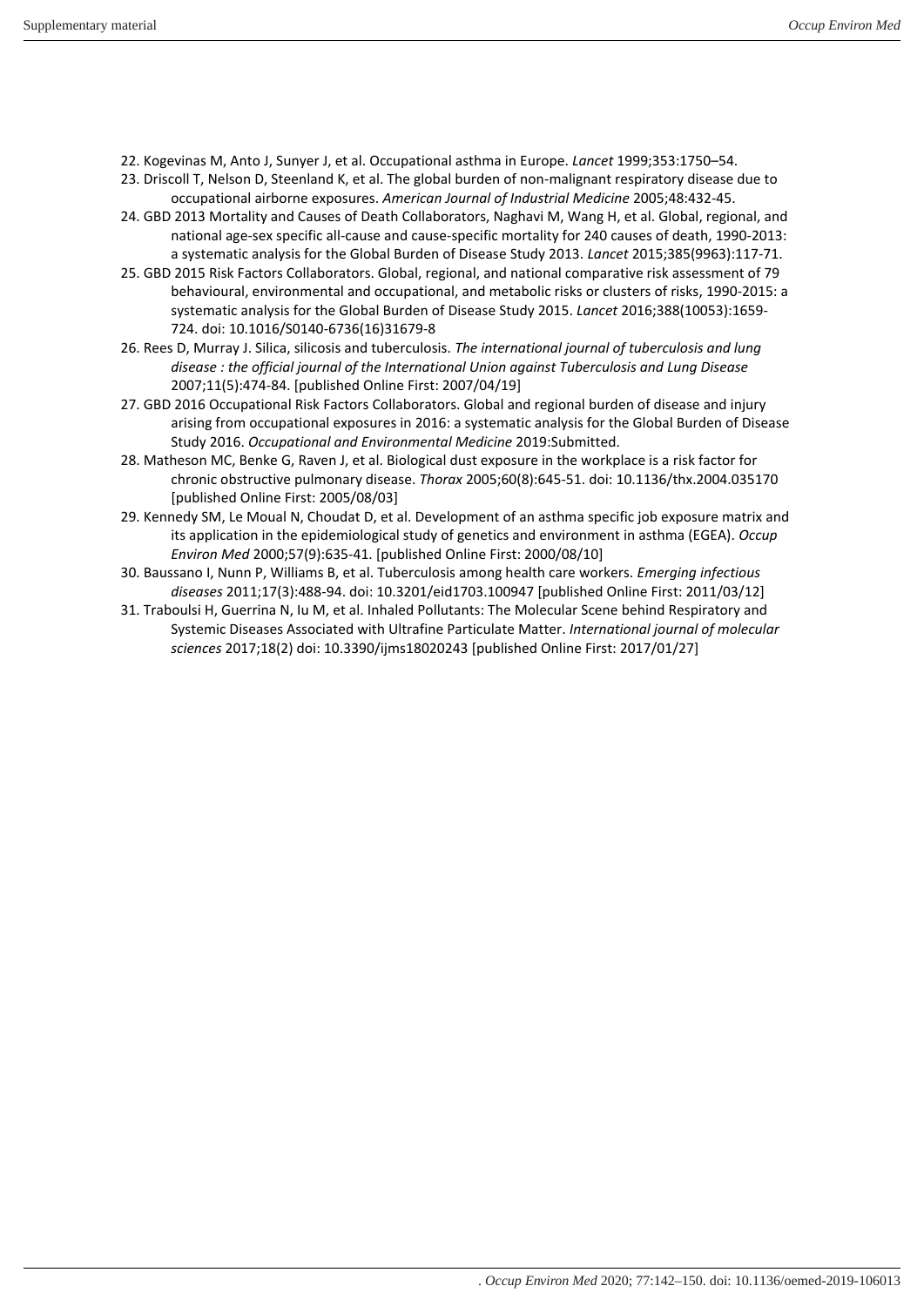22. Kogevinas M, Anto J, Sunyer J, et al. Occupational asthma in Europe. *Lancet* 1999;353:1750–54.
23. Driscoll T, Nelson D, Steenland K, et al. The global burden of non-malignant respiratory disease due to occupational airborne exposures. *American Journal of Industrial Medicine* 2005;48:432-45.
24. GBD 2013 Mortality and Causes of Death Collaborators, Naghavi M, Wang H, et al. Global, regional, and national age-sex specific all-cause and cause-specific mortality for 240 causes of death, 1990-2013: a systematic analysis for the Global Burden of Disease Study 2013. *Lancet* 2015;385(9963):117-71.
25. GBD 2015 Risk Factors Collaborators. Global, regional, and national comparative risk assessment of 79 behavioural, environmental and occupational, and metabolic risks or clusters of risks, 1990-2015: a systematic analysis for the Global Burden of Disease Study 2015. *Lancet* 2016;388(10053):1659-724. doi: 10.1016/S0140-6736(16)31679-8
26. Rees D, Murray J. Silica, silicosis and tuberculosis. *The international journal of tuberculosis and lung disease : the official journal of the International Union against Tuberculosis and Lung Disease* 2007;11(5):474-84. [published Online First: 2007/04/19]
27. GBD 2016 Occupational Risk Factors Collaborators. Global and regional burden of disease and injury arising from occupational exposures in 2016: a systematic analysis for the Global Burden of Disease Study 2016. *Occupational and Environmental Medicine* 2019:Submitted.
28. Matheson MC, Benke G, Raven J, et al. Biological dust exposure in the workplace is a risk factor for chronic obstructive pulmonary disease. *Thorax* 2005;60(8):645-51. doi: 10.1136/thx.2004.035170 [published Online First: 2005/08/03]
29. Kennedy SM, Le Moual N, Choudat D, et al. Development of an asthma specific job exposure matrix and its application in the epidemiological study of genetics and environment in asthma (EGEA). *Occup Environ Med* 2000;57(9):635-41. [published Online First: 2000/08/10]
30. Baussano I, Nunn P, Williams B, et al. Tuberculosis among health care workers. *Emerging infectious diseases* 2011;17(3):488-94. doi: 10.3201/eid1703.100947 [published Online First: 2011/03/12]
31. Traboulsi H, Guerrina N, Iu M, et al. Inhaled Pollutants: The Molecular Scene behind Respiratory and Systemic Diseases Associated with Ultrafine Particulate Matter. *International journal of molecular sciences* 2017;18(2) doi: 10.3390/ijms18020243 [published Online First: 2017/01/27]